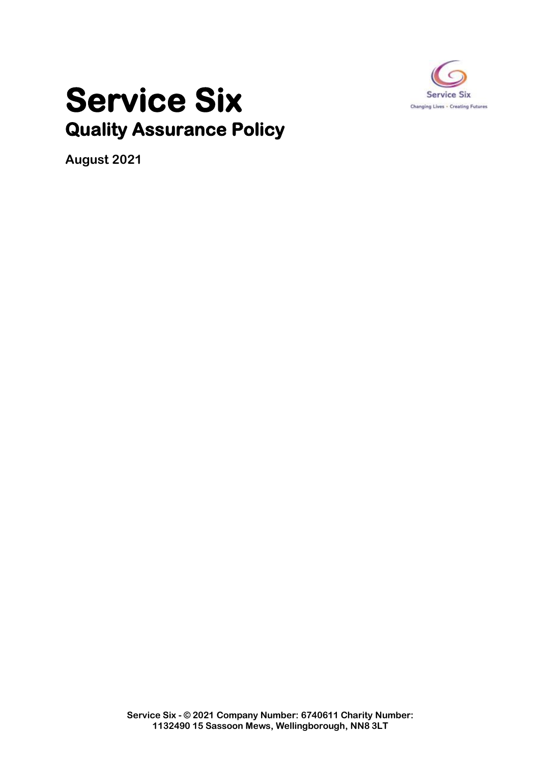# Service Six

## Quality Assurance Policy

**August 2021**

**Service Six - © 2021 Company Number: 6740611 Charity Number: 1132490 15 Sassoon Mews, Wellingborough, NN8 3LT**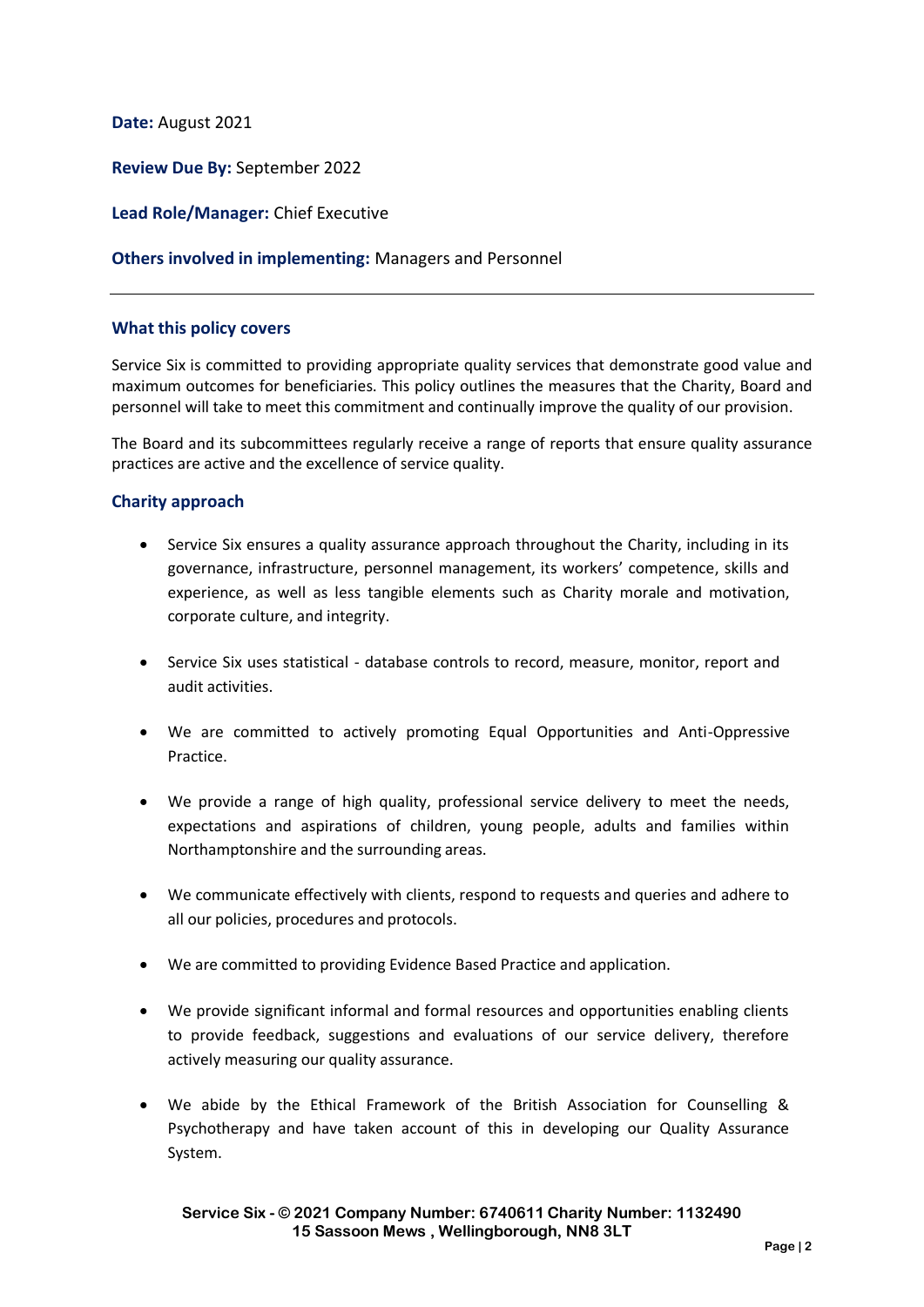**Date:** August 2021

**Review Due By:** September 2022

**Lead Role/Manager:** Chief Executive

**Others involved in implementing:** Managers and Personnel

---

## What this policy covers

Service Six is committed to providing appropriate quality services that demonstrate good value and maximum outcomes for beneficiaries. This policy outlines the measures that the Charity, Board and personnel will take to meet this commitment and continually improve the quality of our provision.

The Board and its subcommittees regularly receive a range of reports that ensure quality assurance practices are active and the excellence of service quality.

## Charity approach

- Service Six ensures a quality assurance approach throughout the Charity, including in its governance, infrastructure, personnel management, its workers' competence, skills and experience, as well as less tangible elements such as Charity morale and motivation, corporate culture, and integrity.
- Service Six uses statistical - database controls to record, measure, monitor, report and audit activities.
- We are committed to actively promoting Equal Opportunities and Anti-Oppressive Practice.
- We provide a range of high quality, professional service delivery to meet the needs, expectations and aspirations of children, young people, adults and families within Northamptonshire and the surrounding areas.
- We communicate effectively with clients, respond to requests and queries and adhere to all our policies, procedures and protocols.
- We are committed to providing Evidence Based Practice and application.
- We provide significant informal and formal resources and opportunities enabling clients to provide feedback, suggestions and evaluations of our service delivery, therefore actively measuring our quality assurance.
- We abide by the Ethical Framework of the British Association for Counselling & Psychotherapy and have taken account of this in developing our Quality Assurance System.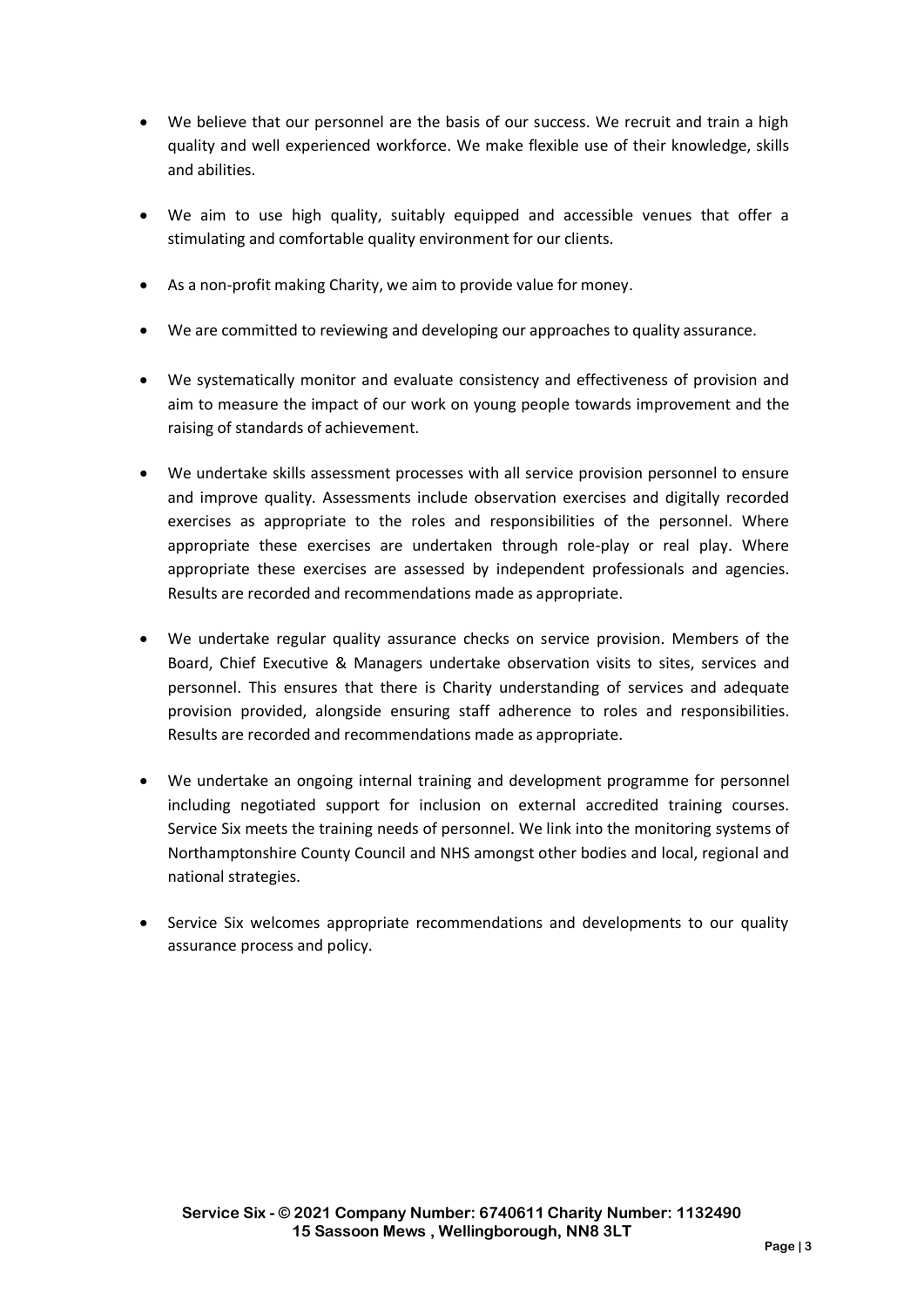- We believe that our personnel are the basis of our success. We recruit and train a high quality and well experienced workforce. We make flexible use of their knowledge, skills and abilities.

- We aim to use high quality, suitably equipped and accessible venues that offer a stimulating and comfortable quality environment for our clients.

- As a non-profit making Charity, we aim to provide value for money.

- We are committed to reviewing and developing our approaches to quality assurance.

- We systematically monitor and evaluate consistency and effectiveness of provision and aim to measure the impact of our work on young people towards improvement and the raising of standards of achievement.

- We undertake skills assessment processes with all service provision personnel to ensure and improve quality. Assessments include observation exercises and digitally recorded exercises as appropriate to the roles and responsibilities of the personnel. Where appropriate these exercises are undertaken through role-play or real play. Where appropriate these exercises are assessed by independent professionals and agencies. Results are recorded and recommendations made as appropriate.

- We undertake regular quality assurance checks on service provision. Members of the Board, Chief Executive & Managers undertake observation visits to sites, services and personnel. This ensures that there is Charity understanding of services and adequate provision provided, alongside ensuring staff adherence to roles and responsibilities. Results are recorded and recommendations made as appropriate.

- We undertake an ongoing internal training and development programme for personnel including negotiated support for inclusion on external accredited training courses. Service Six meets the training needs of personnel. We link into the monitoring systems of Northamptonshire County Council and NHS amongst other bodies and local, regional and national strategies.

- Service Six welcomes appropriate recommendations and developments to our quality assurance process and policy.